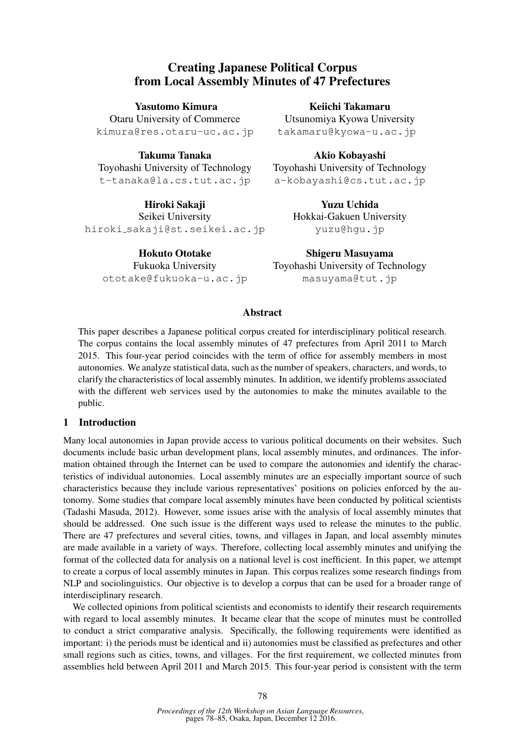# Creating Japanese Political Corpus from Local Assembly Minutes of 47 Prefectures

**Yasutomo Kimura**
Otaru University of Commerce
kimura@res.otaru-uc.ac.jp

**Keiichi Takamaru**
Utsunomiya Kyowa University
takamaru@kyowa-u.ac.jp

**Takuma Tanaka**
Toyohashi University of Technology
t-tanaka@la.cs.tut.ac.jp

**Akio Kobayashi**
Toyohashi University of Technology
a-kobayashi@cs.tut.ac.jp

**Hiroki Sakaji**
Seikei University
hiroki_sakaji@st.seikei.ac.jp

**Yuzu Uchida**
Hokkai-Gakuen University
yuzu@hgu.jp

**Hokuto Ototake**
Fukuoka University
ototake@fukuoka-u.ac.jp

**Shigeru Masuyama**
Toyohashi University of Technology
masuyama@tut.jp

## Abstract

This paper describes a Japanese political corpus created for interdisciplinary political research. The corpus contains the local assembly minutes of 47 prefectures from April 2011 to March 2015. This four-year period coincides with the term of office for assembly members in most autonomies. We analyze statistical data, such as the number of speakers, characters, and words, to clarify the characteristics of local assembly minutes. In addition, we identify problems associated with the different web services used by the autonomies to make the minutes available to the public.

## 1 Introduction

Many local autonomies in Japan provide access to various political documents on their websites. Such documents include basic urban development plans, local assembly minutes, and ordinances. The information obtained through the Internet can be used to compare the autonomies and identify the characteristics of individual autonomies. Local assembly minutes are an especially important source of such characteristics because they include various representatives' positions on policies enforced by the autonomy. Some studies that compare local assembly minutes have been conducted by political scientists (Tadashi Masuda, 2012). However, some issues arise with the analysis of local assembly minutes that should be addressed. One such issue is the different ways used to release the minutes to the public. There are 47 prefectures and several cities, towns, and villages in Japan, and local assembly minutes are made available in a variety of ways. Therefore, collecting local assembly minutes and unifying the format of the collected data for analysis on a national level is cost inefficient. In this paper, we attempt to create a corpus of local assembly minutes in Japan. This corpus realizes some research findings from NLP and sociolinguistics. Our objective is to develop a corpus that can be used for a broader range of interdisciplinary research.

We collected opinions from political scientists and economists to identify their research requirements with regard to local assembly minutes. It became clear that the scope of minutes must be controlled to conduct a strict comparative analysis. Specifically, the following requirements were identified as important: i) the periods must be identical and ii) autonomies must be classified as prefectures and other small regions such as cities, towns, and villages. For the first requirement, we collected minutes from assemblies held between April 2011 and March 2015. This four-year period is consistent with the term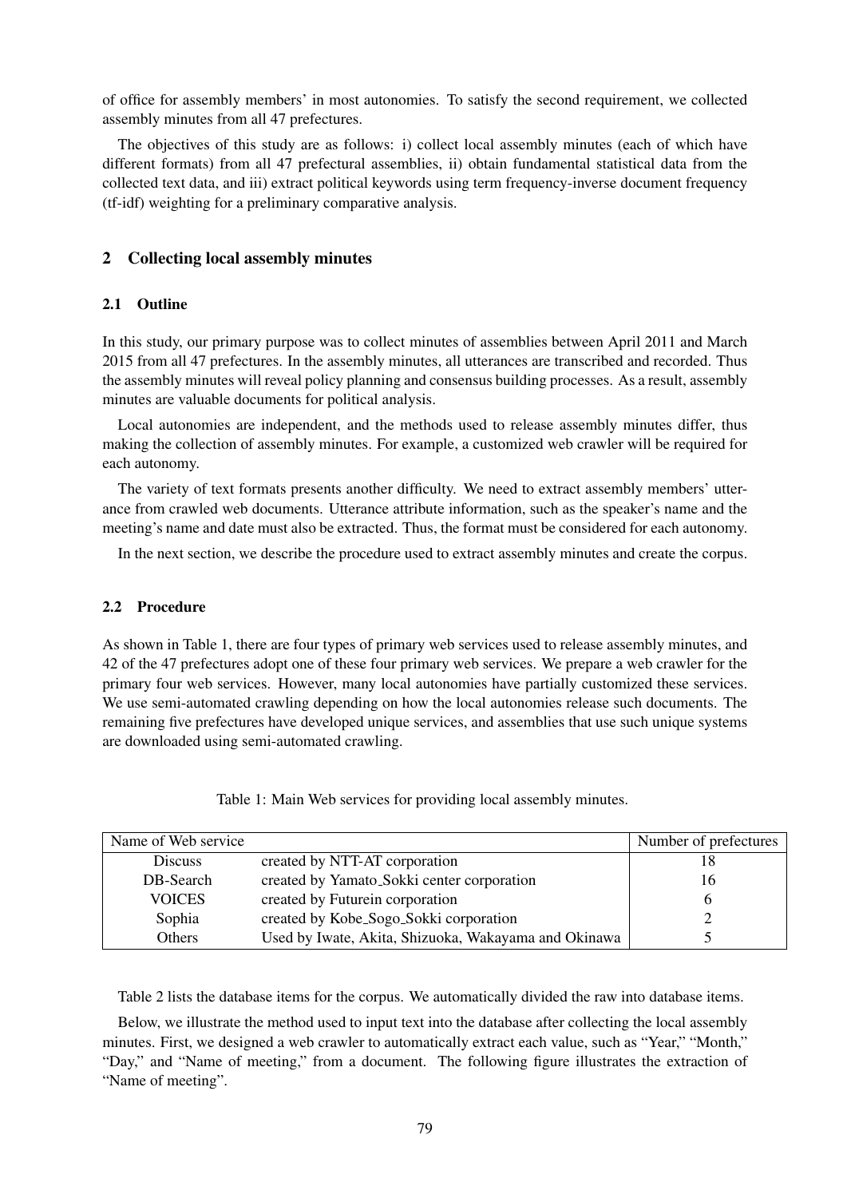of office for assembly members' in most autonomies. To satisfy the second requirement, we collected assembly minutes from all 47 prefectures.

The objectives of this study are as follows: i) collect local assembly minutes (each of which have different formats) from all 47 prefectural assemblies, ii) obtain fundamental statistical data from the collected text data, and iii) extract political keywords using term frequency-inverse document frequency (tf-idf) weighting for a preliminary comparative analysis.

## 2 Collecting local assembly minutes

### 2.1 Outline

In this study, our primary purpose was to collect minutes of assemblies between April 2011 and March 2015 from all 47 prefectures. In the assembly minutes, all utterances are transcribed and recorded. Thus the assembly minutes will reveal policy planning and consensus building processes. As a result, assembly minutes are valuable documents for political analysis.

Local autonomies are independent, and the methods used to release assembly minutes differ, thus making the collection of assembly minutes. For example, a customized web crawler will be required for each autonomy.

The variety of text formats presents another difficulty. We need to extract assembly members' utterance from crawled web documents. Utterance attribute information, such as the speaker's name and the meeting's name and date must also be extracted. Thus, the format must be considered for each autonomy.

In the next section, we describe the procedure used to extract assembly minutes and create the corpus.

### 2.2 Procedure

As shown in Table 1, there are four types of primary web services used to release assembly minutes, and 42 of the 47 prefectures adopt one of these four primary web services. We prepare a web crawler for the primary four web services. However, many local autonomies have partially customized these services. We use semi-automated crawling depending on how the local autonomies release such documents. The remaining five prefectures have developed unique services, and assemblies that use such unique systems are downloaded using semi-automated crawling.

Table 1: Main Web services for providing local assembly minutes.

| Name of Web service | | Number of prefectures |
|---|---|---|
| Discuss | created by NTT-AT corporation | 18 |
| DB-Search | created by Yamato_Sokki center corporation | 16 |
| VOICES | created by Futurein corporation | 6 |
| Sophia | created by Kobe_Sogo_Sokki corporation | 2 |
| Others | Used by Iwate, Akita, Shizuoka, Wakayama and Okinawa | 5 |

Table 2 lists the database items for the corpus. We automatically divided the raw into database items.

Below, we illustrate the method used to input text into the database after collecting the local assembly minutes. First, we designed a web crawler to automatically extract each value, such as "Year," "Month," "Day," and "Name of meeting," from a document. The following figure illustrates the extraction of "Name of meeting".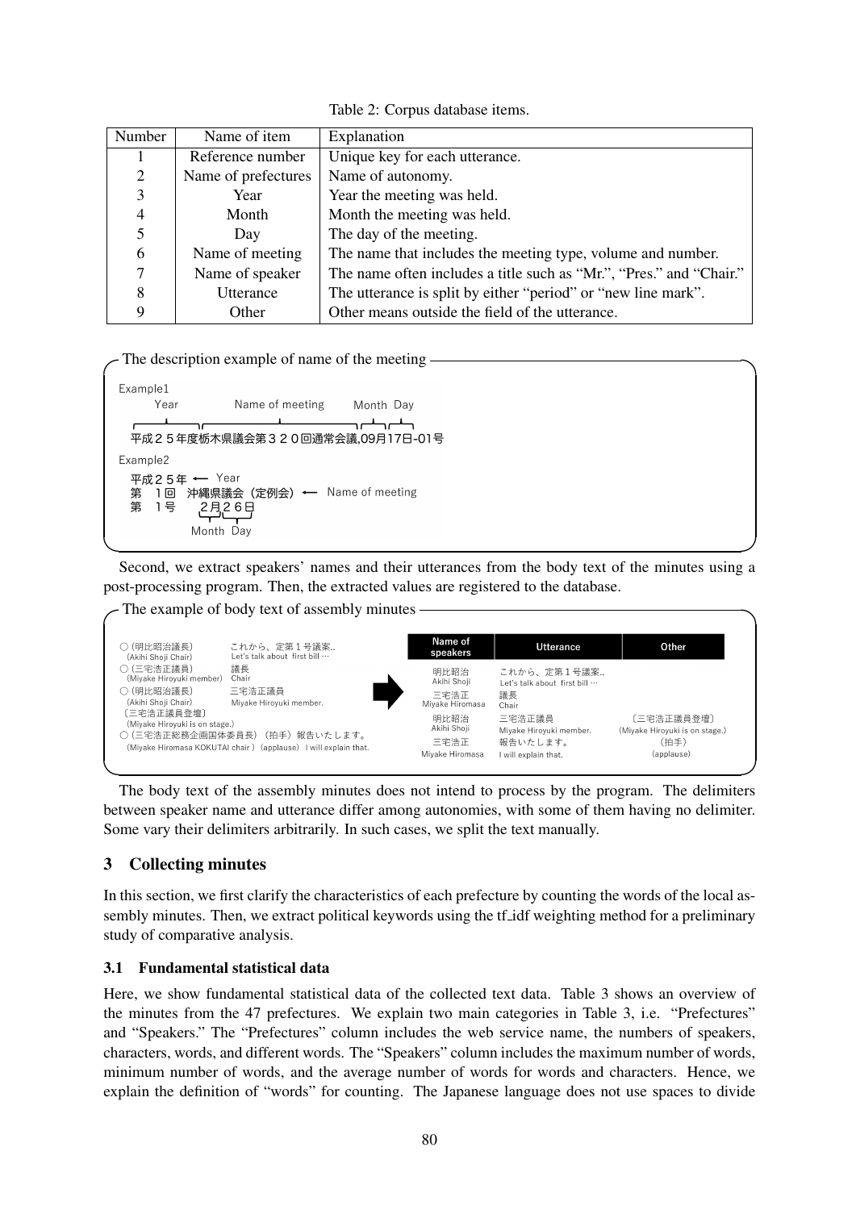Table 2: Corpus database items.

| Number | Name of item | Explanation |
|---|---|---|
| 1 | Reference number | Unique key for each utterance. |
| 2 | Name of prefectures | Name of autonomy. |
| 3 | Year | Year the meeting was held. |
| 4 | Month | Month the meeting was held. |
| 5 | Day | The day of the meeting. |
| 6 | Name of meeting | The name that includes the meeting type, volume and number. |
| 7 | Name of speaker | The name often includes a title such as "Mr.", "Pres." and "Chair." |
| 8 | Utterance | The utterance is split by either "period" or "new line mark". |
| 9 | Other | Other means outside the field of the utterance. |

**The description example of name of the meeting**

Example1

Year / Name of meeting / Month / Day

平成２５年度栃木県議会第３２０回通常会議,09月17日-01号

Example2

平成２５年 ← Year
第　１回　沖縄県議会（定例会） ← Name of meeting
第　１号　　２月２６日
Month Day

Second, we extract speakers' names and their utterances from the body text of the minutes using a post-processing program. Then, the extracted values are registered to the database.

**The example of body text of assembly minutes**

○（明比昭治議長）(Akihi Shoji Chair)　これから、定第１号議案.. Let's talk about first bill …
○（三宅浩正議員）(Miyake Hiroyuki member)　議長 Chair
○（明比昭治議長）(Akihi Shoji Chair)　三宅浩正議員 Miyake Hiroyuki member.
〔三宅浩正議員登壇〕(Miyake Hiroyuki is on stage.)
○（三宅浩正総務企画国体委員長）（拍手）報告いたします。(Miyake Hiromasa KOKUTAI chair) (applause) I will explain that.

| Name of speakers | Utterance | Other |
|---|---|---|
| 明比昭治 Akihi Shoji | これから、定第１号議案.. Let's talk about first bill … | |
| 三宅浩正 Miyake Hiromasa | 議長 Chair | |
| 明比昭治 Akihi Shoji | 三宅浩正議員 Miyake Hiroyuki member. | 〔三宅浩正議員登壇〕(Miyake Hiroyuki is on stage.) |
| 三宅浩正 Miyake Hiromasa | 報告いたします。I will explain that. | （拍手）(applause) |

The body text of the assembly minutes does not intend to process by the program. The delimiters between speaker name and utterance differ among autonomies, with some of them having no delimiter. Some vary their delimiters arbitrarily. In such cases, we split the text manually.

## 3 Collecting minutes

In this section, we first clarify the characteristics of each prefecture by counting the words of the local assembly minutes. Then, we extract political keywords using the tf_idf weighting method for a preliminary study of comparative analysis.

### 3.1 Fundamental statistical data

Here, we show fundamental statistical data of the collected text data. Table 3 shows an overview of the minutes from the 47 prefectures. We explain two main categories in Table 3, i.e. "Prefectures" and "Speakers." The "Prefectures" column includes the web service name, the numbers of speakers, characters, words, and different words. The "Speakers" column includes the maximum number of words, minimum number of words, and the average number of words for words and characters. Hence, we explain the definition of "words" for counting. The Japanese language does not use spaces to divide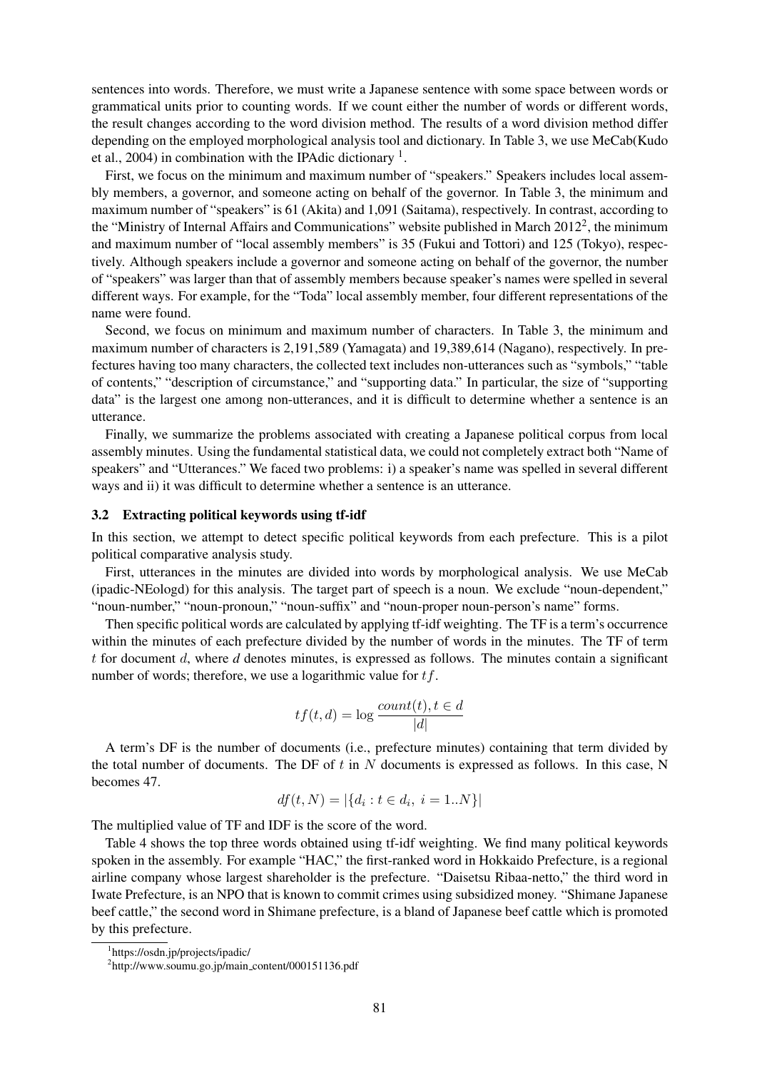sentences into words. Therefore, we must write a Japanese sentence with some space between words or grammatical units prior to counting words. If we count either the number of words or different words, the result changes according to the word division method. The results of a word division method differ depending on the employed morphological analysis tool and dictionary. In Table 3, we use MeCab(Kudo et al., 2004) in combination with the IPAdic dictionary [1].

First, we focus on the minimum and maximum number of "speakers." Speakers includes local assembly members, a governor, and someone acting on behalf of the governor. In Table 3, the minimum and maximum number of "speakers" is 61 (Akita) and 1,091 (Saitama), respectively. In contrast, according to the "Ministry of Internal Affairs and Communications" website published in March 2012[2], the minimum and maximum number of "local assembly members" is 35 (Fukui and Tottori) and 125 (Tokyo), respectively. Although speakers include a governor and someone acting on behalf of the governor, the number of "speakers" was larger than that of assembly members because speaker's names were spelled in several different ways. For example, for the "Toda" local assembly member, four different representations of the name were found.

Second, we focus on minimum and maximum number of characters. In Table 3, the minimum and maximum number of characters is 2,191,589 (Yamagata) and 19,389,614 (Nagano), respectively. In prefectures having too many characters, the collected text includes non-utterances such as "symbols," "table of contents," "description of circumstance," and "supporting data." In particular, the size of "supporting data" is the largest one among non-utterances, and it is difficult to determine whether a sentence is an utterance.

Finally, we summarize the problems associated with creating a Japanese political corpus from local assembly minutes. Using the fundamental statistical data, we could not completely extract both "Name of speakers" and "Utterances." We faced two problems: i) a speaker's name was spelled in several different ways and ii) it was difficult to determine whether a sentence is an utterance.

### 3.2 Extracting political keywords using tf-idf

In this section, we attempt to detect specific political keywords from each prefecture. This is a pilot political comparative analysis study.

First, utterances in the minutes are divided into words by morphological analysis. We use MeCab (ipadic-NEologd) for this analysis. The target part of speech is a noun. We exclude "noun-dependent," "noun-number," "noun-pronoun," "noun-suffix" and "noun-proper noun-person's name" forms.

Then specific political words are calculated by applying tf-idf weighting. The TF is a term's occurrence within the minutes of each prefecture divided by the number of words in the minutes. The TF of term $t$ for document $d$, where *d* denotes minutes, is expressed as follows. The minutes contain a significant number of words; therefore, we use a logarithmic value for $tf$.

$$tf(t, d) = \log \frac{count(t), t \in d}{|d|}$$

A term's DF is the number of documents (i.e., prefecture minutes) containing that term divided by the total number of documents. The DF of $t$ in $N$ documents is expressed as follows. In this case, N becomes 47.

$$df(t, N) = |\{d_i : t \in d_i,\ i = 1..N\}|$$

The multiplied value of TF and IDF is the score of the word.

Table 4 shows the top three words obtained using tf-idf weighting. We find many political keywords spoken in the assembly. For example "HAC," the first-ranked word in Hokkaido Prefecture, is a regional airline company whose largest shareholder is the prefecture. "Daisetsu Ribaa-netto," the third word in Iwate Prefecture, is an NPO that is known to commit crimes using subsidized money. "Shimane Japanese beef cattle," the second word in Shimane prefecture, is a bland of Japanese beef cattle which is promoted by this prefecture.

[1] https://osdn.jp/projects/ipadic/

[2] http://www.soumu.go.jp/main_content/000151136.pdf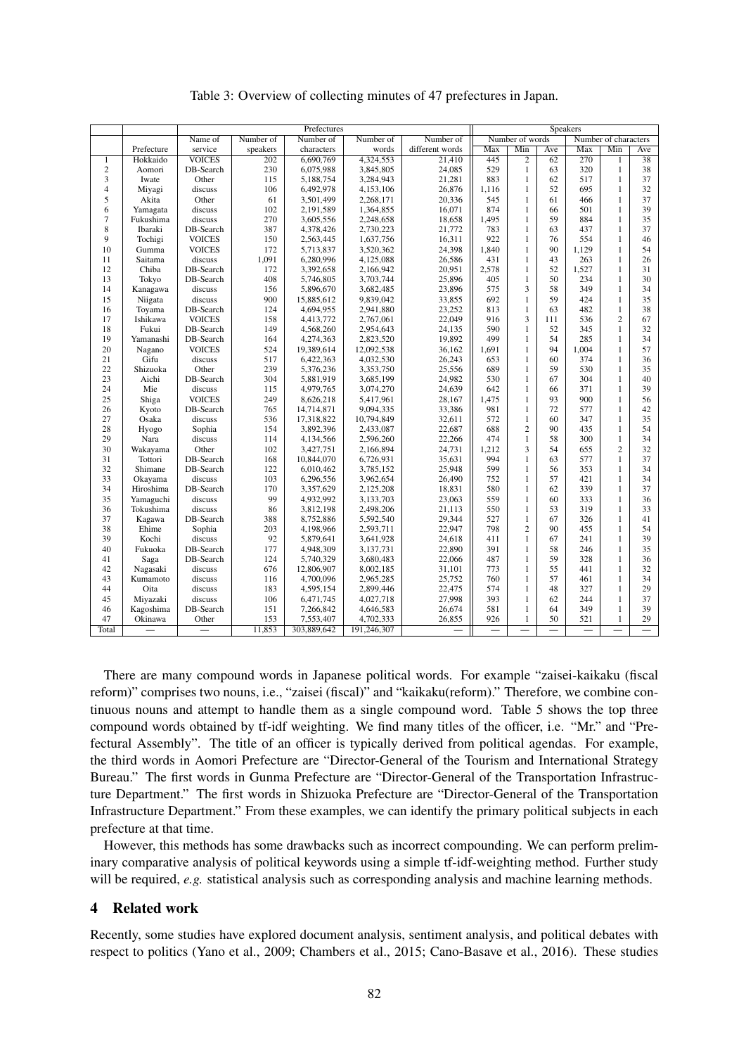Table 3: Overview of collecting minutes of 47 prefectures in Japan.

| | | Prefectures | | | | | Speakers | | | | | |
|---|---|---|---|---|---|---|---|---|---|---|---|---|
| | | Name of | Number of | Number of | Number of | Number of | Number of words | | | Number of characters | | |
| | Prefecture | service | speakers | characters | words | different words | Max | Min | Ave | Max | Min | Ave |
| 1 | Hokkaido | VOICES | 202 | 6,690,769 | 4,324,553 | 21,410 | 445 | 2 | 62 | 270 | 1 | 38 |
| 2 | Aomori | DB-Search | 230 | 6,075,988 | 3,845,805 | 24,085 | 529 | 1 | 63 | 320 | 1 | 38 |
| 3 | Iwate | Other | 115 | 5,188,754 | 3,284,943 | 21,281 | 883 | 1 | 62 | 517 | 1 | 37 |
| 4 | Miyagi | discuss | 106 | 6,492,978 | 4,153,106 | 26,876 | 1,116 | 1 | 52 | 695 | 1 | 32 |
| 5 | Akita | Other | 61 | 3,501,499 | 2,268,171 | 20,336 | 545 | 1 | 61 | 466 | 1 | 37 |
| 6 | Yamagata | discuss | 102 | 2,191,589 | 1,364,855 | 16,071 | 874 | 1 | 66 | 501 | 1 | 39 |
| 7 | Fukushima | discuss | 270 | 3,605,556 | 2,248,658 | 18,658 | 1,495 | 1 | 59 | 884 | 1 | 35 |
| 8 | Ibaraki | DB-Search | 387 | 4,378,426 | 2,730,223 | 21,772 | 783 | 1 | 63 | 437 | 1 | 37 |
| 9 | Tochigi | VOICES | 150 | 2,563,445 | 1,637,756 | 16,311 | 922 | 1 | 76 | 554 | 1 | 46 |
| 10 | Gumma | VOICES | 172 | 5,713,837 | 3,520,362 | 24,398 | 1,840 | 1 | 90 | 1,129 | 1 | 54 |
| 11 | Saitama | discuss | 1,091 | 6,280,996 | 4,125,088 | 26,586 | 431 | 1 | 43 | 263 | 1 | 26 |
| 12 | Chiba | DB-Search | 172 | 3,392,658 | 2,166,942 | 20,951 | 2,578 | 1 | 52 | 1,527 | 1 | 31 |
| 13 | Tokyo | DB-Search | 408 | 5,746,805 | 3,703,744 | 25,896 | 405 | 1 | 50 | 234 | 1 | 30 |
| 14 | Kanagawa | discuss | 156 | 5,896,670 | 3,682,485 | 23,896 | 575 | 3 | 58 | 349 | 1 | 34 |
| 15 | Niigata | discuss | 900 | 15,885,612 | 9,839,042 | 33,855 | 692 | 1 | 59 | 424 | 1 | 35 |
| 16 | Toyama | DB-Search | 124 | 4,694,955 | 2,941,880 | 23,252 | 813 | 1 | 63 | 482 | 1 | 38 |
| 17 | Ishikawa | VOICES | 158 | 4,413,772 | 2,767,061 | 22,049 | 916 | 3 | 111 | 536 | 2 | 67 |
| 18 | Fukui | DB-Search | 149 | 4,568,260 | 2,954,643 | 24,135 | 590 | 1 | 52 | 345 | 1 | 32 |
| 19 | Yamanashi | DB-Search | 164 | 4,274,363 | 2,823,520 | 19,892 | 499 | 1 | 54 | 285 | 1 | 34 |
| 20 | Nagano | VOICES | 524 | 19,389,614 | 12,092,538 | 36,162 | 1,691 | 1 | 94 | 1,004 | 1 | 57 |
| 21 | Gifu | discuss | 517 | 6,422,363 | 4,032,530 | 26,243 | 653 | 1 | 60 | 374 | 1 | 36 |
| 22 | Shizuoka | Other | 239 | 5,376,236 | 3,353,750 | 25,556 | 689 | 1 | 59 | 530 | 1 | 35 |
| 23 | Aichi | DB-Search | 304 | 5,881,919 | 3,685,199 | 24,982 | 530 | 1 | 67 | 304 | 1 | 40 |
| 24 | Mie | discuss | 115 | 4,979,765 | 3,074,270 | 24,639 | 642 | 1 | 66 | 371 | 1 | 39 |
| 25 | Shiga | VOICES | 249 | 8,626,218 | 5,417,961 | 28,167 | 1,475 | 1 | 93 | 900 | 1 | 56 |
| 26 | Kyoto | DB-Search | 765 | 14,714,871 | 9,094,335 | 33,386 | 981 | 1 | 72 | 577 | 1 | 42 |
| 27 | Osaka | discuss | 536 | 17,318,822 | 10,794,849 | 32,611 | 572 | 1 | 60 | 347 | 1 | 35 |
| 28 | Hyogo | Sophia | 154 | 3,892,396 | 2,433,087 | 22,687 | 688 | 2 | 90 | 435 | 1 | 54 |
| 29 | Nara | discuss | 114 | 4,134,566 | 2,596,260 | 22,266 | 474 | 1 | 58 | 300 | 1 | 34 |
| 30 | Wakayama | Other | 102 | 3,427,751 | 2,166,894 | 24,731 | 1,212 | 3 | 54 | 655 | 2 | 32 |
| 31 | Tottori | DB-Search | 168 | 10,844,070 | 6,726,931 | 35,631 | 994 | 1 | 63 | 577 | 1 | 37 |
| 32 | Shimane | DB-Search | 122 | 6,010,462 | 3,785,152 | 25,948 | 599 | 1 | 56 | 353 | 1 | 34 |
| 33 | Okayama | discuss | 103 | 6,296,556 | 3,962,654 | 26,490 | 752 | 1 | 57 | 421 | 1 | 34 |
| 34 | Hiroshima | DB-Search | 170 | 3,357,629 | 2,125,208 | 18,831 | 580 | 1 | 62 | 339 | 1 | 37 |
| 35 | Yamaguchi | discuss | 99 | 4,932,992 | 3,133,703 | 23,063 | 559 | 1 | 60 | 333 | 1 | 36 |
| 36 | Tokushima | discuss | 86 | 3,812,198 | 2,498,206 | 21,113 | 550 | 1 | 53 | 319 | 1 | 33 |
| 37 | Kagawa | DB-Search | 388 | 8,752,886 | 5,592,540 | 29,344 | 527 | 1 | 67 | 326 | 1 | 41 |
| 38 | Ehime | Sophia | 203 | 4,198,966 | 2,593,711 | 22,947 | 798 | 2 | 90 | 455 | 1 | 54 |
| 39 | Kochi | discuss | 92 | 5,879,641 | 3,641,928 | 24,618 | 411 | 1 | 67 | 241 | 1 | 39 |
| 40 | Fukuoka | DB-Search | 177 | 4,948,309 | 3,137,731 | 22,890 | 391 | 1 | 58 | 246 | 1 | 35 |
| 41 | Saga | DB-Search | 124 | 5,740,329 | 3,680,483 | 22,066 | 487 | 1 | 59 | 328 | 1 | 36 |
| 42 | Nagasaki | discuss | 676 | 12,806,907 | 8,002,185 | 31,101 | 773 | 1 | 55 | 441 | 1 | 32 |
| 43 | Kumamoto | discuss | 116 | 4,700,096 | 2,965,285 | 25,752 | 760 | 1 | 57 | 461 | 1 | 34 |
| 44 | Oita | discuss | 183 | 4,595,154 | 2,899,446 | 22,475 | 574 | 1 | 48 | 327 | 1 | 29 |
| 45 | Miyazaki | discuss | 106 | 6,471,745 | 4,027,718 | 27,998 | 393 | 1 | 62 | 244 | 1 | 37 |
| 46 | Kagoshima | DB-Search | 151 | 7,266,842 | 4,646,583 | 26,674 | 581 | 1 | 64 | 349 | 1 | 39 |
| 47 | Okinawa | Other | 153 | 7,553,407 | 4,702,333 | 26,855 | 926 | 1 | 50 | 521 | 1 | 29 |
| Total | — | — | 11,853 | 303,889,642 | 191,246,307 | — | — | — | — | — | — | — |

There are many compound words in Japanese political words. For example "zaisei-kaikaku (fiscal reform)" comprises two nouns, i.e., "zaisei (fiscal)" and "kaikaku(reform)." Therefore, we combine continuous nouns and attempt to handle them as a single compound word. Table 5 shows the top three compound words obtained by tf-idf weighting. We find many titles of the officer, i.e. "Mr." and "Prefectural Assembly". The title of an officer is typically derived from political agendas. For example, the third words in Aomori Prefecture are "Director-General of the Tourism and International Strategy Bureau." The first words in Gunma Prefecture are "Director-General of the Transportation Infrastructure Department." The first words in Shizuoka Prefecture are "Director-General of the Transportation Infrastructure Department." From these examples, we can identify the primary political subjects in each prefecture at that time.

However, this methods has some drawbacks such as incorrect compounding. We can perform preliminary comparative analysis of political keywords using a simple tf-idf-weighting method. Further study will be required, *e.g.* statistical analysis such as corresponding analysis and machine learning methods.

## 4 Related work

Recently, some studies have explored document analysis, sentiment analysis, and political debates with respect to politics (Yano et al., 2009; Chambers et al., 2015; Cano-Basave et al., 2016). These studies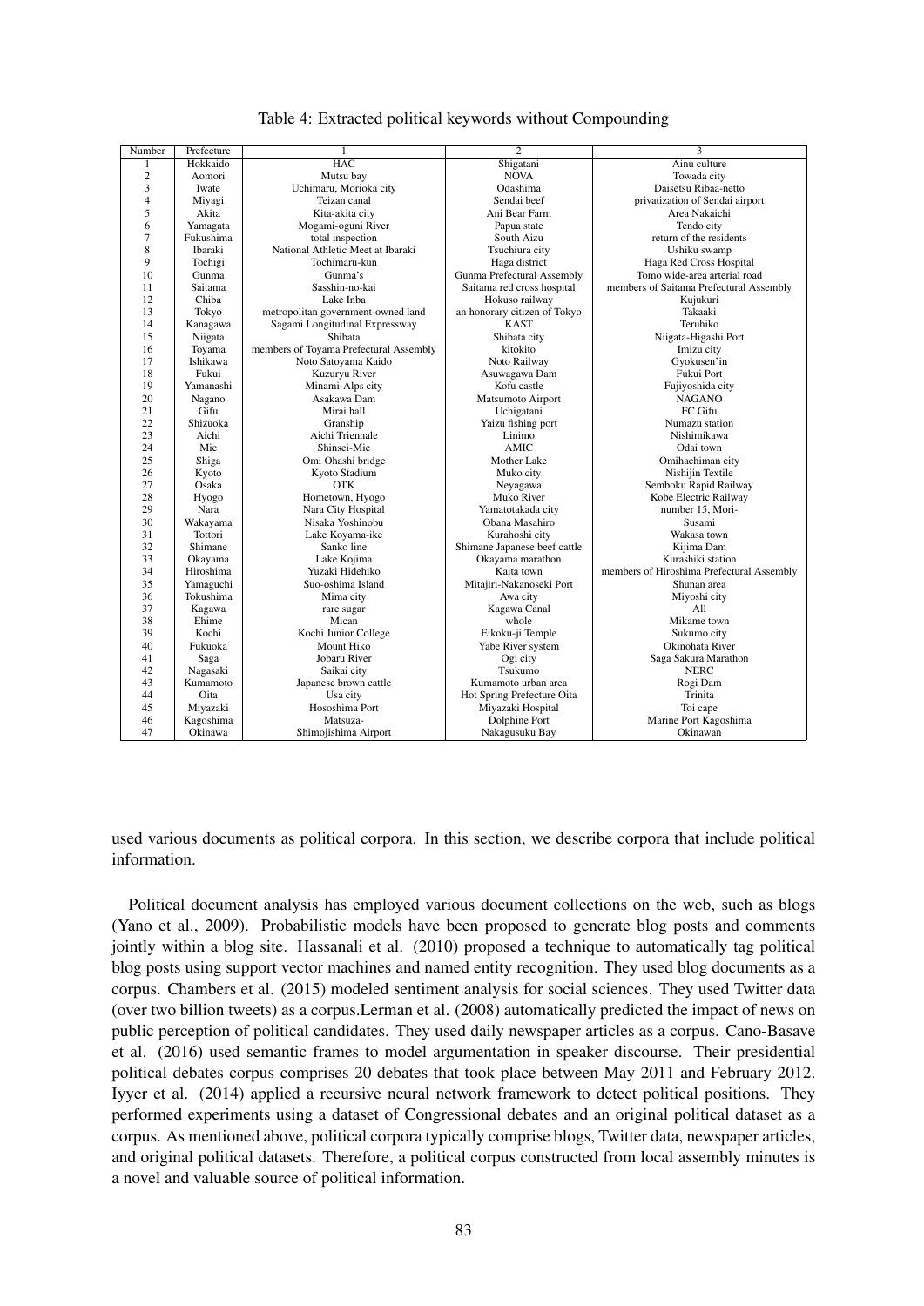Table 4: Extracted political keywords without Compounding

| Number | Prefecture | 1 | 2 | 3 |
|---|---|---|---|---|
| 1 | Hokkaido | HAC | Shigatani | Ainu culture |
| 2 | Aomori | Mutsu bay | NOVA | Towada city |
| 3 | Iwate | Uchimaru, Morioka city | Odashima | Daisetsu Ribaa-netto |
| 4 | Miyagi | Teizan canal | Sendai beef | privatization of Sendai airport |
| 5 | Akita | Kita-akita city | Ani Bear Farm | Area Nakaichi |
| 6 | Yamagata | Mogami-oguni River | Papua state | Tendo city |
| 7 | Fukushima | total inspection | South Aizu | return of the residents |
| 8 | Ibaraki | National Athletic Meet at Ibaraki | Tsuchiura city | Ushiku swamp |
| 9 | Tochigi | Tochimaru-kun | Haga district | Haga Red Cross Hospital |
| 10 | Gunma | Gunma's | Gunma Prefectural Assembly | Tomo wide-area arterial road |
| 11 | Saitama | Sasshin-no-kai | Saitama red cross hospital | members of Saitama Prefectural Assembly |
| 12 | Chiba | Lake Inba | Hokuso railway | Kujukuri |
| 13 | Tokyo | metropolitan government-owned land | an honorary citizen of Tokyo | Takaaki |
| 14 | Kanagawa | Sagami Longitudinal Expressway | KAST | Teruhiko |
| 15 | Niigata | Shibata | Shibata city | Niigata-Higashi Port |
| 16 | Toyama | members of Toyama Prefectural Assembly | kitokito | Imizu city |
| 17 | Ishikawa | Noto Satoyama Kaido | Noto Railway | Gyokusen'in |
| 18 | Fukui | Kuzuryu River | Asuwagawa Dam | Fukui Port |
| 19 | Yamanashi | Minami-Alps city | Kofu castle | Fujiyoshida city |
| 20 | Nagano | Asakawa Dam | Matsumoto Airport | NAGANO |
| 21 | Gifu | Mirai hall | Uchigatani | FC Gifu |
| 22 | Shizuoka | Granship | Yaizu fishing port | Numazu station |
| 23 | Aichi | Aichi Triennale | Linimo | Nishimikawa |
| 24 | Mie | Shinsei-Mie | AMIC | Odai town |
| 25 | Shiga | Omi Ohashi bridge | Mother Lake | Omihachiman city |
| 26 | Kyoto | Kyoto Stadium | Muko city | Nishijin Textile |
| 27 | Osaka | OTK | Neyagawa | Semboku Rapid Railway |
| 28 | Hyogo | Hometown, Hyogo | Muko River | Kobe Electric Railway |
| 29 | Nara | Nara City Hospital | Yamatotakada city | number 15, Mori- |
| 30 | Wakayama | Nisaka Yoshinobu | Obana Masahiro | Susami |
| 31 | Tottori | Lake Koyama-ike | Kurahoshi city | Wakasa town |
| 32 | Shimane | Sanko line | Shimane Japanese beef cattle | Kijima Dam |
| 33 | Okayama | Lake Kojima | Okayama marathon | Kurashiki station |
| 34 | Hiroshima | Yuzaki Hidehiko | Kaita town | members of Hiroshima Prefectural Assembly |
| 35 | Yamaguchi | Suo-oshima Island | Mitajiri-Nakanoseki Port | Shunan area |
| 36 | Tokushima | Mima city | Awa city | Miyoshi city |
| 37 | Kagawa | rare sugar | Kagawa Canal | All |
| 38 | Ehime | Mican | whole | Mikame town |
| 39 | Kochi | Kochi Junior College | Eikoku-ji Temple | Sukumo city |
| 40 | Fukuoka | Mount Hiko | Yabe River system | Okinohata River |
| 41 | Saga | Jobaru River | Ogi city | Saga Sakura Marathon |
| 42 | Nagasaki | Saikai city | Tsukumo | NERC |
| 43 | Kumamoto | Japanese brown cattle | Kumamoto urban area | Rogi Dam |
| 44 | Oita | Usa city | Hot Spring Prefecture Oita | Trinita |
| 45 | Miyazaki | Hososhima Port | Miyazaki Hospital | Toi cape |
| 46 | Kagoshima | Matsuza- | Dolphine Port | Marine Port Kagoshima |
| 47 | Okinawa | Shimojishima Airport | Nakagusuku Bay | Okinawan |

used various documents as political corpora. In this section, we describe corpora that include political information.

Political document analysis has employed various document collections on the web, such as blogs (Yano et al., 2009). Probabilistic models have been proposed to generate blog posts and comments jointly within a blog site. Hassanali et al. (2010) proposed a technique to automatically tag political blog posts using support vector machines and named entity recognition. They used blog documents as a corpus. Chambers et al. (2015) modeled sentiment analysis for social sciences. They used Twitter data (over two billion tweets) as a corpus.Lerman et al. (2008) automatically predicted the impact of news on public perception of political candidates. They used daily newspaper articles as a corpus. Cano-Basave et al. (2016) used semantic frames to model argumentation in speaker discourse. Their presidential political debates corpus comprises 20 debates that took place between May 2011 and February 2012. Iyyer et al. (2014) applied a recursive neural network framework to detect political positions. They performed experiments using a dataset of Congressional debates and an original political dataset as a corpus. As mentioned above, political corpora typically comprise blogs, Twitter data, newspaper articles, and original political datasets. Therefore, a political corpus constructed from local assembly minutes is a novel and valuable source of political information.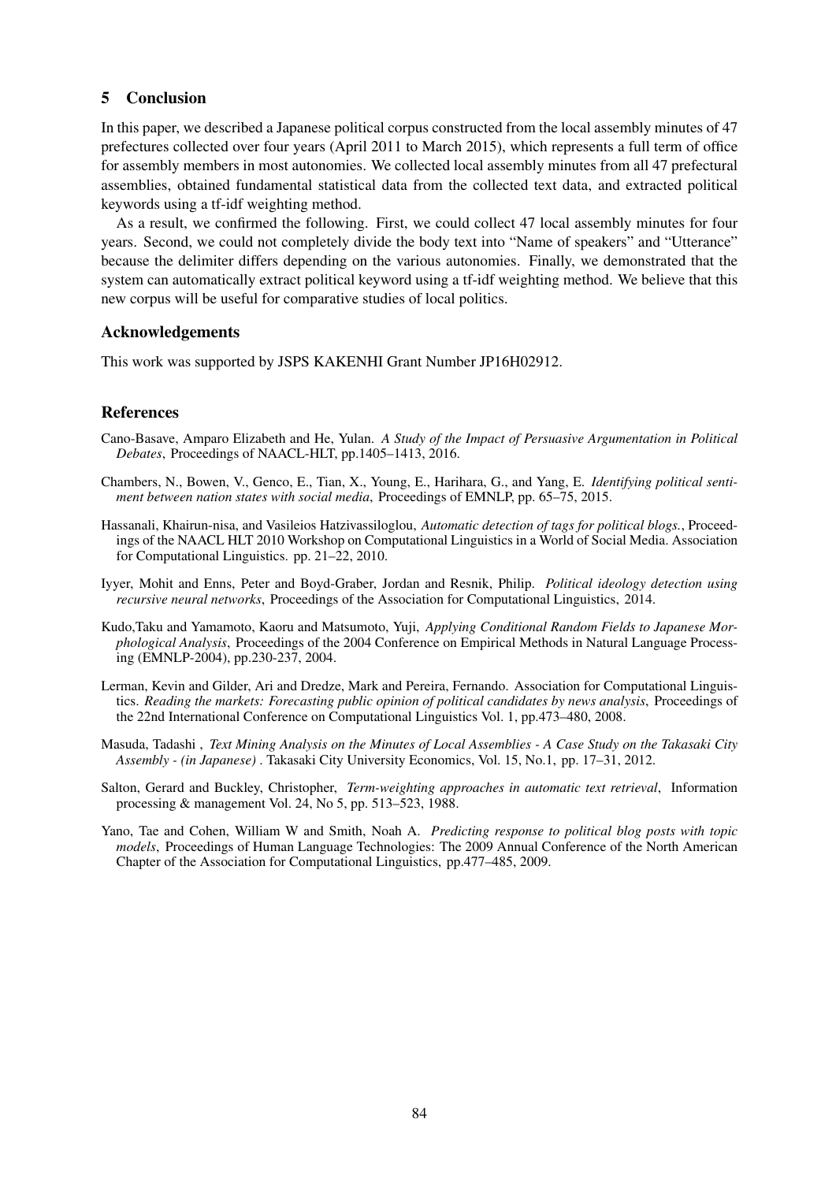## 5 Conclusion

In this paper, we described a Japanese political corpus constructed from the local assembly minutes of 47 prefectures collected over four years (April 2011 to March 2015), which represents a full term of office for assembly members in most autonomies. We collected local assembly minutes from all 47 prefectural assemblies, obtained fundamental statistical data from the collected text data, and extracted political keywords using a tf-idf weighting method.

As a result, we confirmed the following. First, we could collect 47 local assembly minutes for four years. Second, we could not completely divide the body text into "Name of speakers" and "Utterance" because the delimiter differs depending on the various autonomies. Finally, we demonstrated that the system can automatically extract political keyword using a tf-idf weighting method. We believe that this new corpus will be useful for comparative studies of local politics.

### Acknowledgements

This work was supported by JSPS KAKENHI Grant Number JP16H02912.

### References

Cano-Basave, Amparo Elizabeth and He, Yulan. *A Study of the Impact of Persuasive Argumentation in Political Debates*, Proceedings of NAACL-HLT, pp.1405–1413, 2016.

Chambers, N., Bowen, V., Genco, E., Tian, X., Young, E., Harihara, G., and Yang, E. *Identifying political sentiment between nation states with social media*, Proceedings of EMNLP, pp. 65–75, 2015.

Hassanali, Khairun-nisa, and Vasileios Hatzivassiloglou, *Automatic detection of tags for political blogs.*, Proceedings of the NAACL HLT 2010 Workshop on Computational Linguistics in a World of Social Media. Association for Computational Linguistics. pp. 21–22, 2010.

Iyyer, Mohit and Enns, Peter and Boyd-Graber, Jordan and Resnik, Philip. *Political ideology detection using recursive neural networks*, Proceedings of the Association for Computational Linguistics, 2014.

Kudo,Taku and Yamamoto, Kaoru and Matsumoto, Yuji, *Applying Conditional Random Fields to Japanese Morphological Analysis*, Proceedings of the 2004 Conference on Empirical Methods in Natural Language Processing (EMNLP-2004), pp.230-237, 2004.

Lerman, Kevin and Gilder, Ari and Dredze, Mark and Pereira, Fernando. Association for Computational Linguistics. *Reading the markets: Forecasting public opinion of political candidates by news analysis*, Proceedings of the 22nd International Conference on Computational Linguistics Vol. 1, pp.473–480, 2008.

Masuda, Tadashi , *Text Mining Analysis on the Minutes of Local Assemblies - A Case Study on the Takasaki City Assembly - (in Japanese)* . Takasaki City University Economics, Vol. 15, No.1, pp. 17–31, 2012.

Salton, Gerard and Buckley, Christopher, *Term-weighting approaches in automatic text retrieval*, Information processing & management Vol. 24, No 5, pp. 513–523, 1988.

Yano, Tae and Cohen, William W and Smith, Noah A. *Predicting response to political blog posts with topic models*, Proceedings of Human Language Technologies: The 2009 Annual Conference of the North American Chapter of the Association for Computational Linguistics, pp.477–485, 2009.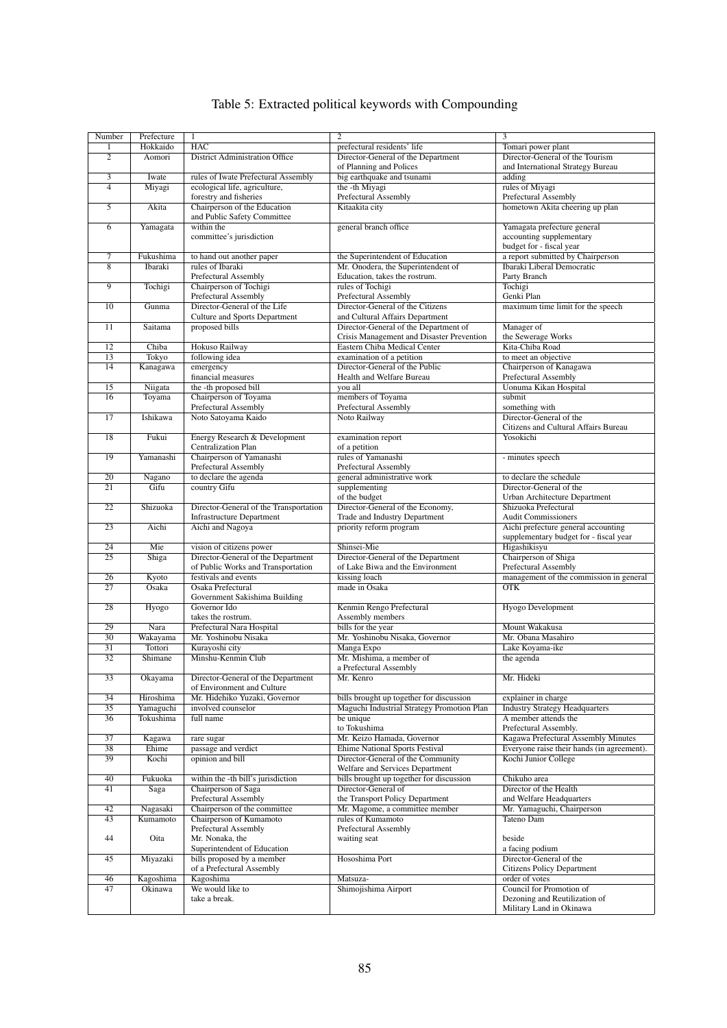Table 5: Extracted political keywords with Compounding

| Number | Prefecture | 1 | 2 | 3 |
|---|---|---|---|---|
| 1 | Hokkaido | HAC | prefectural residents' life | Tomari power plant |
| 2 | Aomori | District Administration Office | Director-General of the Department of Planning and Polices | Director-General of the Tourism and International Strategy Bureau |
| 3 | Iwate | rules of Iwate Prefectural Assembly | big earthquake and tsunami | adding |
| 4 | Miyagi | ecological life, agriculture, forestry and fisheries | the -th Miyagi Prefectural Assembly | rules of Miyagi Prefectural Assembly |
| 5 | Akita | Chairperson of the Education and Public Safety Committee | Kitaakita city | hometown Akita cheering up plan |
| 6 | Yamagata | within the committee's jurisdiction | general branch office | Yamagata prefecture general accounting supplementary budget for - fiscal year |
| 7 | Fukushima | to hand out another paper | the Superintendent of Education | a report submitted by Chairperson |
| 8 | Ibaraki | rules of Ibaraki Prefectural Assembly | Mr. Onodera, the Superintendent of Education, takes the rostrum. | Ibaraki Liberal Democratic Party Branch |
| 9 | Tochigi | Chairperson of Tochigi Prefectural Assembly | rules of Tochigi Prefectural Assembly | Tochigi Genki Plan |
| 10 | Gunma | Director-General of the Life Culture and Sports Department | Director-General of the Citizens and Cultural Affairs Department | maximum time limit for the speech |
| 11 | Saitama | proposed bills | Director-General of the Department of Crisis Management and Disaster Prevention | Manager of the Sewerage Works |
| 12 | Chiba | Hokuso Railway | Eastern Chiba Medical Center | Kita-Chiba Road |
| 13 | Tokyo | following idea | examination of a petition | to meet an objective |
| 14 | Kanagawa | emergency financial measures | Director-General of the Public Health and Welfare Bureau | Chairperson of Kanagawa Prefectural Assembly |
| 15 | Niigata | the -th proposed bill | you all | Uonuma Kikan Hospital |
| 16 | Toyama | Chairperson of Toyama Prefectural Assembly | members of Toyama Prefectural Assembly | submit something with |
| 17 | Ishikawa | Noto Satoyama Kaido | Noto Railway | Director-General of the Citizens and Cultural Affairs Bureau |
| 18 | Fukui | Energy Research & Development Centralization Plan | examination report of a petition | Yosokichi |
| 19 | Yamanashi | Chairperson of Yamanashi Prefectural Assembly | rules of Yamanashi Prefectural Assembly | - minutes speech |
| 20 | Nagano | to declare the agenda | general administrative work | to declare the schedule |
| 21 | Gifu | country Gifu | supplementing of the budget | Director-General of the Urban Architecture Department |
| 22 | Shizuoka | Director-General of the Transportation Infrastructure Department | Director-General of the Economy, Trade and Industry Department | Shizuoka Prefectural Audit Commissioners |
| 23 | Aichi | Aichi and Nagoya | priority reform program | Aichi prefecture general accounting supplementary budget for - fiscal year |
| 24 | Mie | vision of citizens power | Shinsei-Mie | Higashikisyu |
| 25 | Shiga | Director-General of the Department of Public Works and Transportation | Director-General of the Department of Lake Biwa and the Environment | Chairperson of Shiga Prefectural Assembly |
| 26 | Kyoto | festivals and events | kissing loach | management of the commission in general |
| 27 | Osaka | Osaka Prefectural Government Sakishima Building | made in Osaka | OTK |
| 28 | Hyogo | Governor Ido takes the rostrum. | Kenmin Rengo Prefectural Assembly members | Hyogo Development |
| 29 | Nara | Prefectural Nara Hospital | bills for the year | Mount Wakakusa |
| 30 | Wakayama | Mr. Yoshinobu Nisaka | Mr. Yoshinobu Nisaka, Governor | Mr. Obana Masahiro |
| 31 | Tottori | Kurayoshi city | Manga Expo | Lake Koyama-ike |
| 32 | Shimane | Minshu-Kenmin Club | Mr. Mishima, a member of a Prefectural Assembly | the agenda |
| 33 | Okayama | Director-General of the Department of Environment and Culture | Mr. Kenro | Mr. Hideki |
| 34 | Hiroshima | Mr. Hidehiko Yuzaki, Governor | bills brought up together for discussion | explainer in charge |
| 35 | Yamaguchi | involved counselor | Maguchi Industrial Strategy Promotion Plan | Industry Strategy Headquarters |
| 36 | Tokushima | full name | be unique to Tokushima | A member attends the Prefectural Assembly. |
| 37 | Kagawa | rare sugar | Mr. Keizo Hamada, Governor | Kagawa Prefectural Assembly Minutes |
| 38 | Ehime | passage and verdict | Ehime National Sports Festival | Everyone raise their hands (in agreement). |
| 39 | Kochi | opinion and bill | Director-General of the Community Welfare and Services Department | Kochi Junior College |
| 40 | Fukuoka | within the -th bill's jurisdiction | bills brought up together for discussion | Chikuho area |
| 41 | Saga | Chairperson of Saga Prefectural Assembly | Director-General of the Transport Policy Department | Director of the Health and Welfare Headquarters |
| 42 | Nagasaki | Chairperson of the committee | Mr. Magome, a committee member | Mr. Yamaguchi, Chairperson |
| 43 | Kumamoto | Chairperson of Kumamoto Prefectural Assembly | rules of Kumamoto Prefectural Assembly | Tateno Dam |
| 44 | Oita | Mr. Nonaka, the Superintendent of Education | waiting seat | beside a facing podium |
| 45 | Miyazaki | bills proposed by a member of a Prefectural Assembly | Hososhima Port | Director-General of the Citizens Policy Department |
| 46 | Kagoshima | Kagoshima | Matsuza- | order of votes |
| 47 | Okinawa | We would like to take a break. | Shimojishima Airport | Council for Promotion of Dezoning and Reutilization of Military Land in Okinawa |